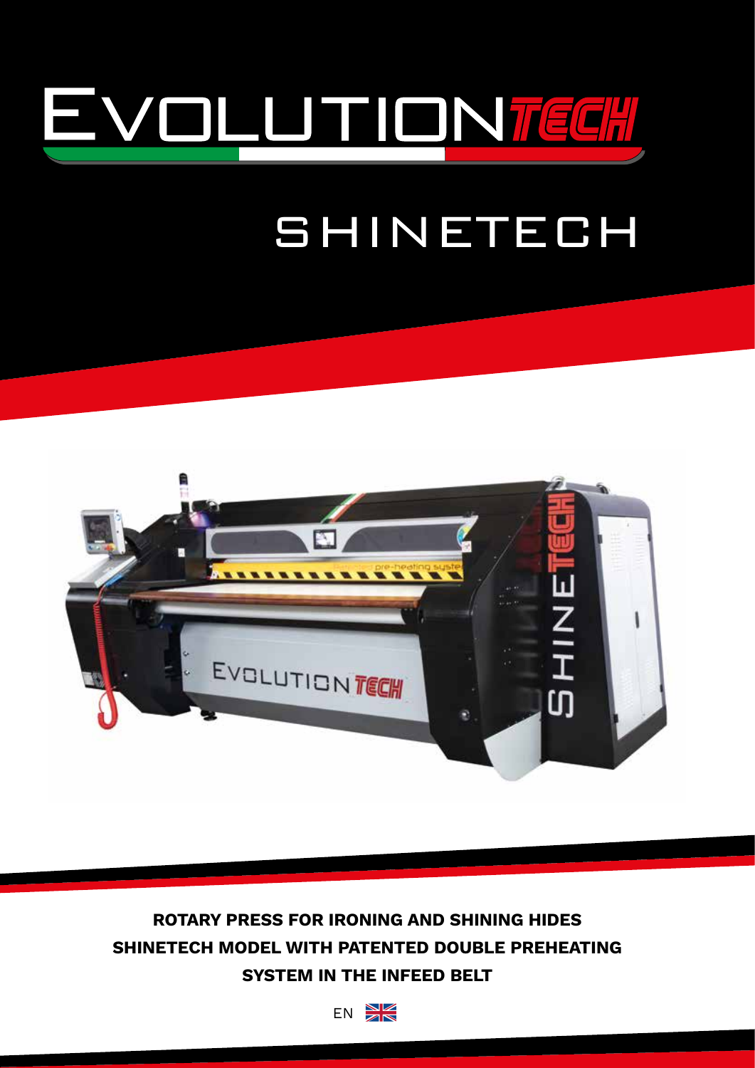# EVOLUTIONTECH

## SHINETECH

**ROTARY PRESS FOR IRONING AND SHINING HIDES**
**SHINETECH MODEL WITH PATENTED DOUBLE PREHEATING SYSTEM IN THE INFEED BELT**

EN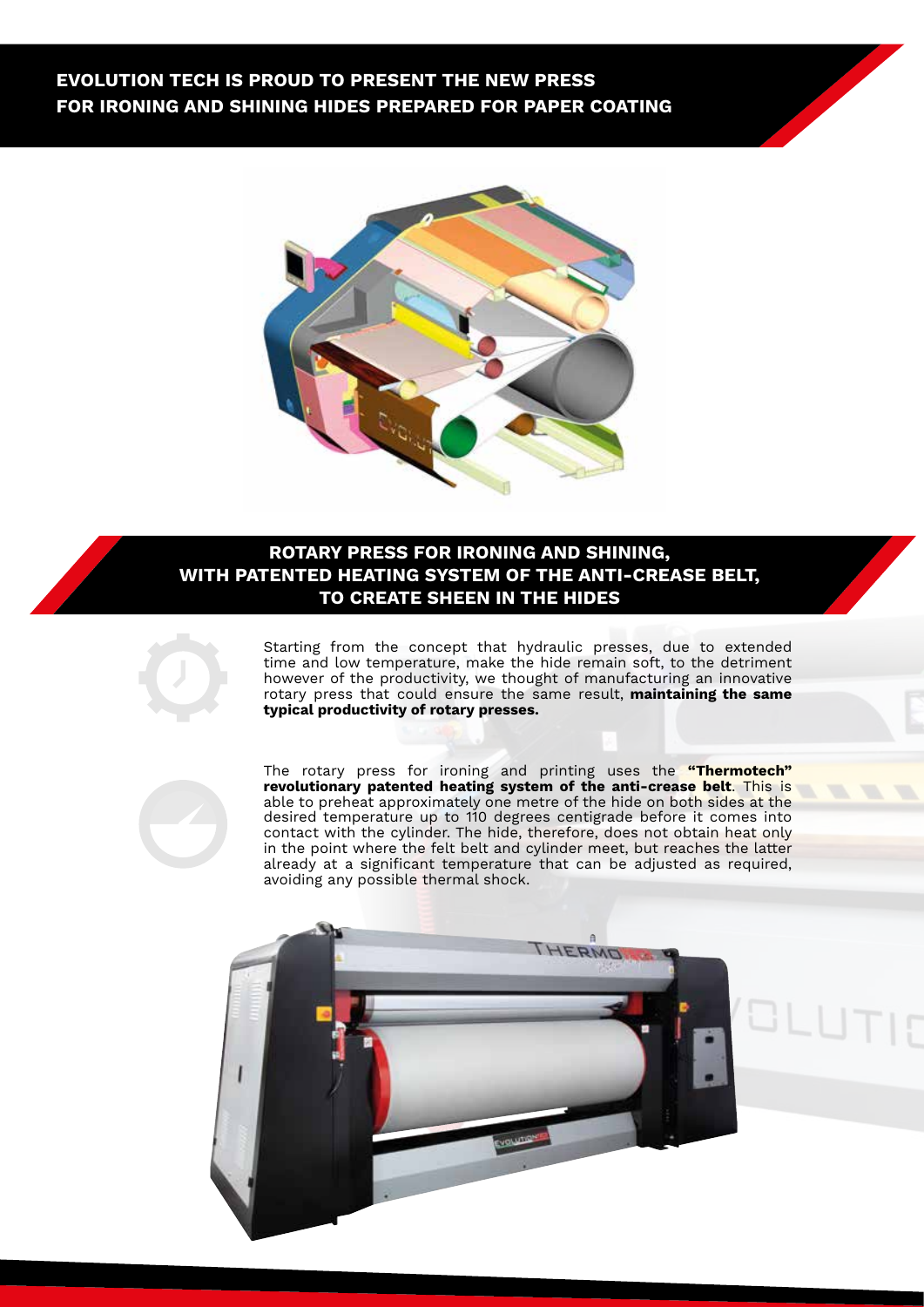# EVOLUTION TECH IS PROUD TO PRESENT THE NEW PRESS FOR IRONING AND SHINING HIDES PREPARED FOR PAPER COATING

## ROTARY PRESS FOR IRONING AND SHINING, WITH PATENTED HEATING SYSTEM OF THE ANTI-CREASE BELT, TO CREATE SHEEN IN THE HIDES

Starting from the concept that hydraulic presses, due to extended time and low temperature, make the hide remain soft, to the detriment however of the productivity, we thought of manufacturing an innovative rotary press that could ensure the same result, **maintaining the same typical productivity of rotary presses.**

The rotary press for ironing and printing uses the **"Thermotech" revolutionary patented heating system of the anti-crease belt**. This is able to preheat approximately one metre of the hide on both sides at the desired temperature up to 110 degrees centigrade before it comes into contact with the cylinder. The hide, therefore, does not obtain heat only in the point where the felt belt and cylinder meet, but reaches the latter already at a significant temperature that can be adjusted as required, avoiding any possible thermal shock.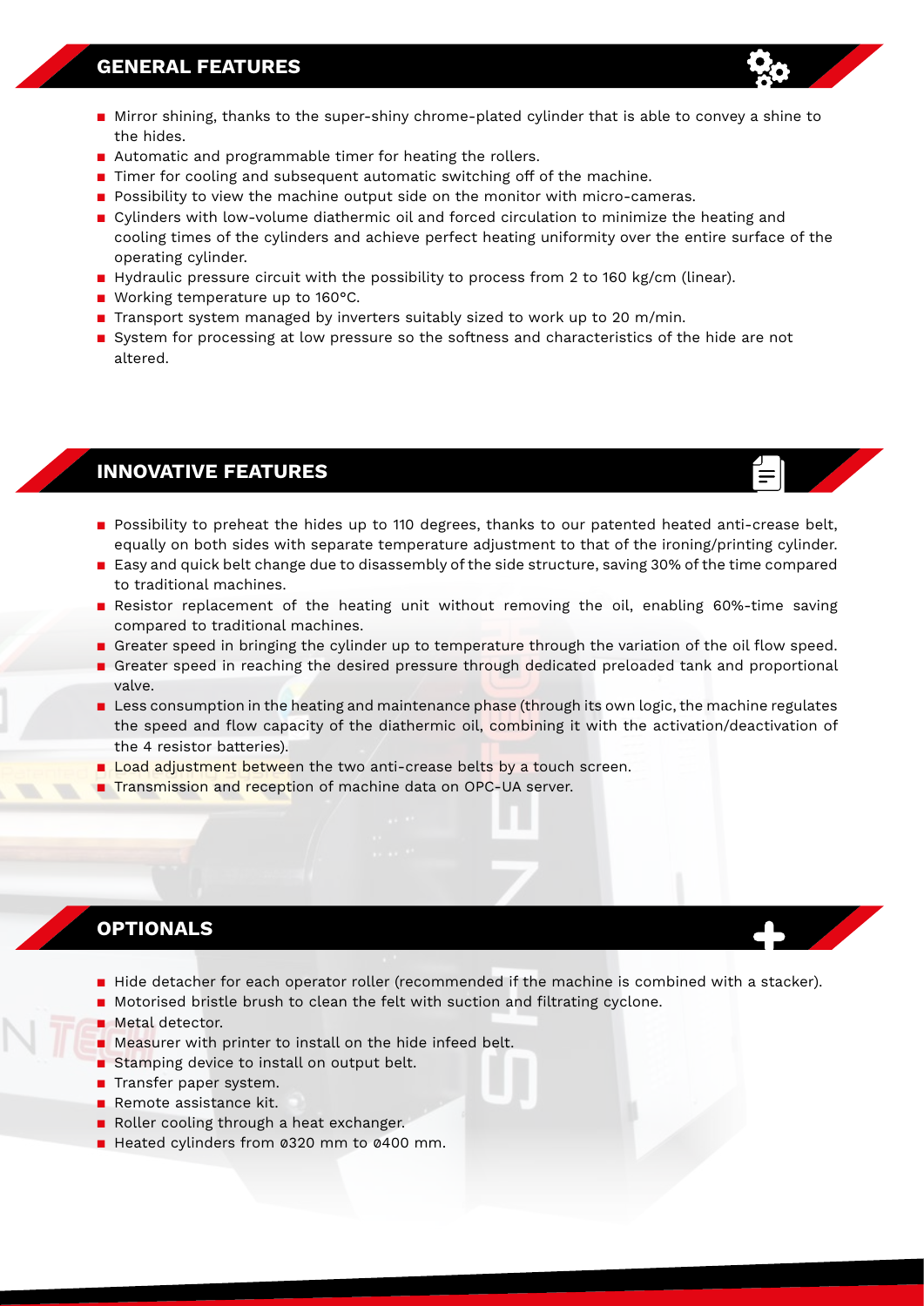## GENERAL FEATURES

- Mirror shining, thanks to the super-shiny chrome-plated cylinder that is able to convey a shine to the hides.
- Automatic and programmable timer for heating the rollers.
- Timer for cooling and subsequent automatic switching off of the machine.
- Possibility to view the machine output side on the monitor with micro-cameras.
- Cylinders with low-volume diathermic oil and forced circulation to minimize the heating and cooling times of the cylinders and achieve perfect heating uniformity over the entire surface of the operating cylinder.
- Hydraulic pressure circuit with the possibility to process from 2 to 160 kg/cm (linear).
- Working temperature up to 160°C.
- Transport system managed by inverters suitably sized to work up to 20 m/min.
- System for processing at low pressure so the softness and characteristics of the hide are not altered.

## INNOVATIVE FEATURES

- Possibility to preheat the hides up to 110 degrees, thanks to our patented heated anti-crease belt, equally on both sides with separate temperature adjustment to that of the ironing/printing cylinder.
- Easy and quick belt change due to disassembly of the side structure, saving 30% of the time compared to traditional machines.
- Resistor replacement of the heating unit without removing the oil, enabling 60%-time saving compared to traditional machines.
- Greater speed in bringing the cylinder up to temperature through the variation of the oil flow speed.
- Greater speed in reaching the desired pressure through dedicated preloaded tank and proportional valve.
- Less consumption in the heating and maintenance phase (through its own logic, the machine regulates the speed and flow capacity of the diathermic oil, combining it with the activation/deactivation of the 4 resistor batteries).
- Load adjustment between the two anti-crease belts by a touch screen.
- Transmission and reception of machine data on OPC-UA server.

## OPTIONALS

- Hide detacher for each operator roller (recommended if the machine is combined with a stacker).
- Motorised bristle brush to clean the felt with suction and filtrating cyclone.
- Metal detector.
- Measurer with printer to install on the hide infeed belt.
- Stamping device to install on output belt.
- Transfer paper system.
- Remote assistance kit.
- Roller cooling through a heat exchanger.
- Heated cylinders from ø320 mm to ø400 mm.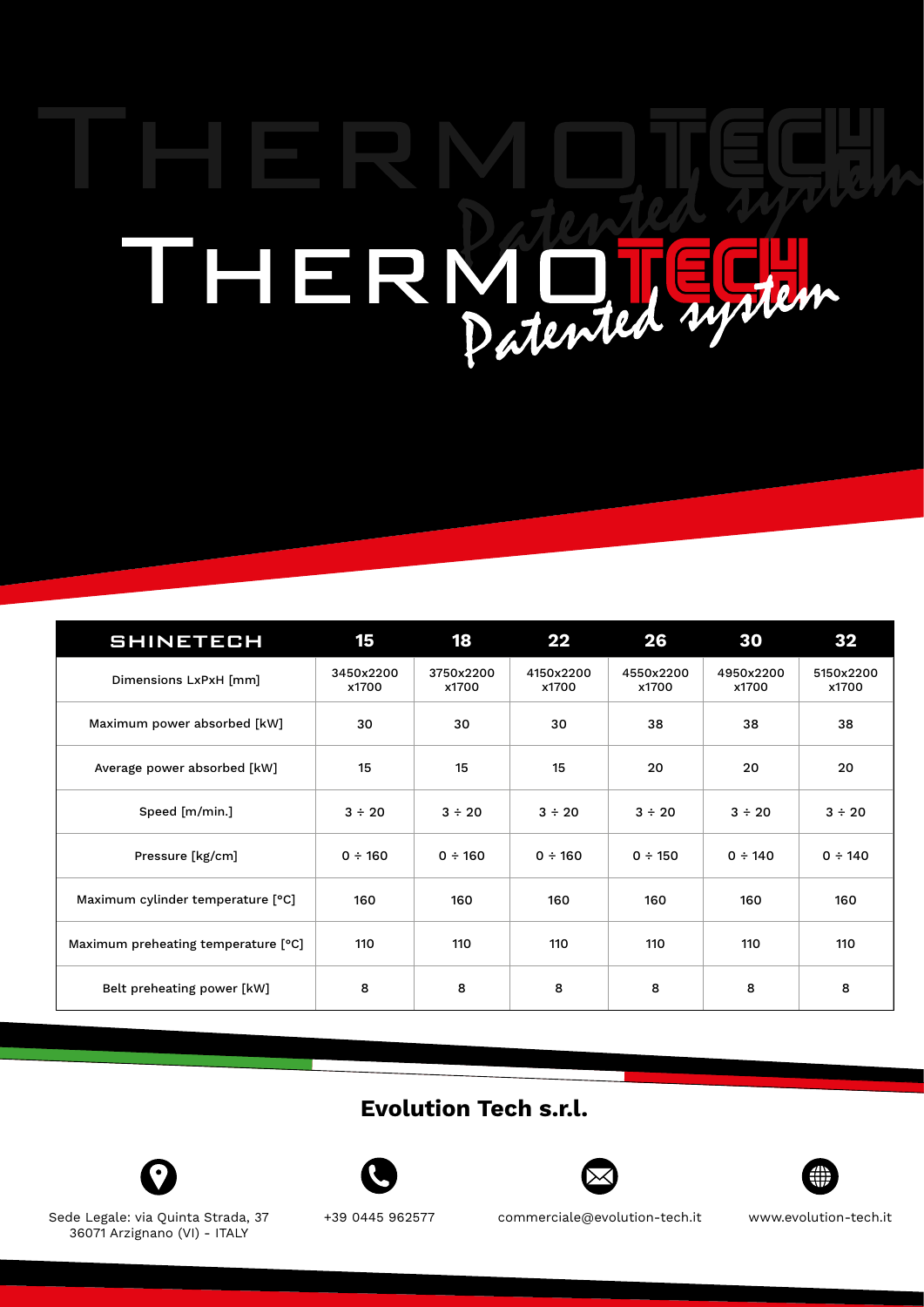# THERMOTECH *Patented system*

| SHINETECH | 15 | 18 | 22 | 26 | 30 | 32 |
|---|---|---|---|---|---|---|
| Dimensions LxPxH [mm] | 3450x2200 x1700 | 3750x2200 x1700 | 4150x2200 x1700 | 4550x2200 x1700 | 4950x2200 x1700 | 5150x2200 x1700 |
| Maximum power absorbed [kW] | 30 | 30 | 30 | 38 | 38 | 38 |
| Average power absorbed [kW] | 15 | 15 | 15 | 20 | 20 | 20 |
| Speed [m/min.] | 3 ÷ 20 | 3 ÷ 20 | 3 ÷ 20 | 3 ÷ 20 | 3 ÷ 20 | 3 ÷ 20 |
| Pressure [kg/cm] | 0 ÷ 160 | 0 ÷ 160 | 0 ÷ 160 | 0 ÷ 150 | 0 ÷ 140 | 0 ÷ 140 |
| Maximum cylinder temperature [°C] | 160 | 160 | 160 | 160 | 160 | 160 |
| Maximum preheating temperature [°C] | 110 | 110 | 110 | 110 | 110 | 110 |
| Belt preheating power [kW] | 8 | 8 | 8 | 8 | 8 | 8 |

**Evolution Tech s.r.l.**

Sede Legale: via Quinta Strada, 37
36071 Arzignano (VI) - ITALY

+39 0445 962577

commerciale@evolution-tech.it

www.evolution-tech.it